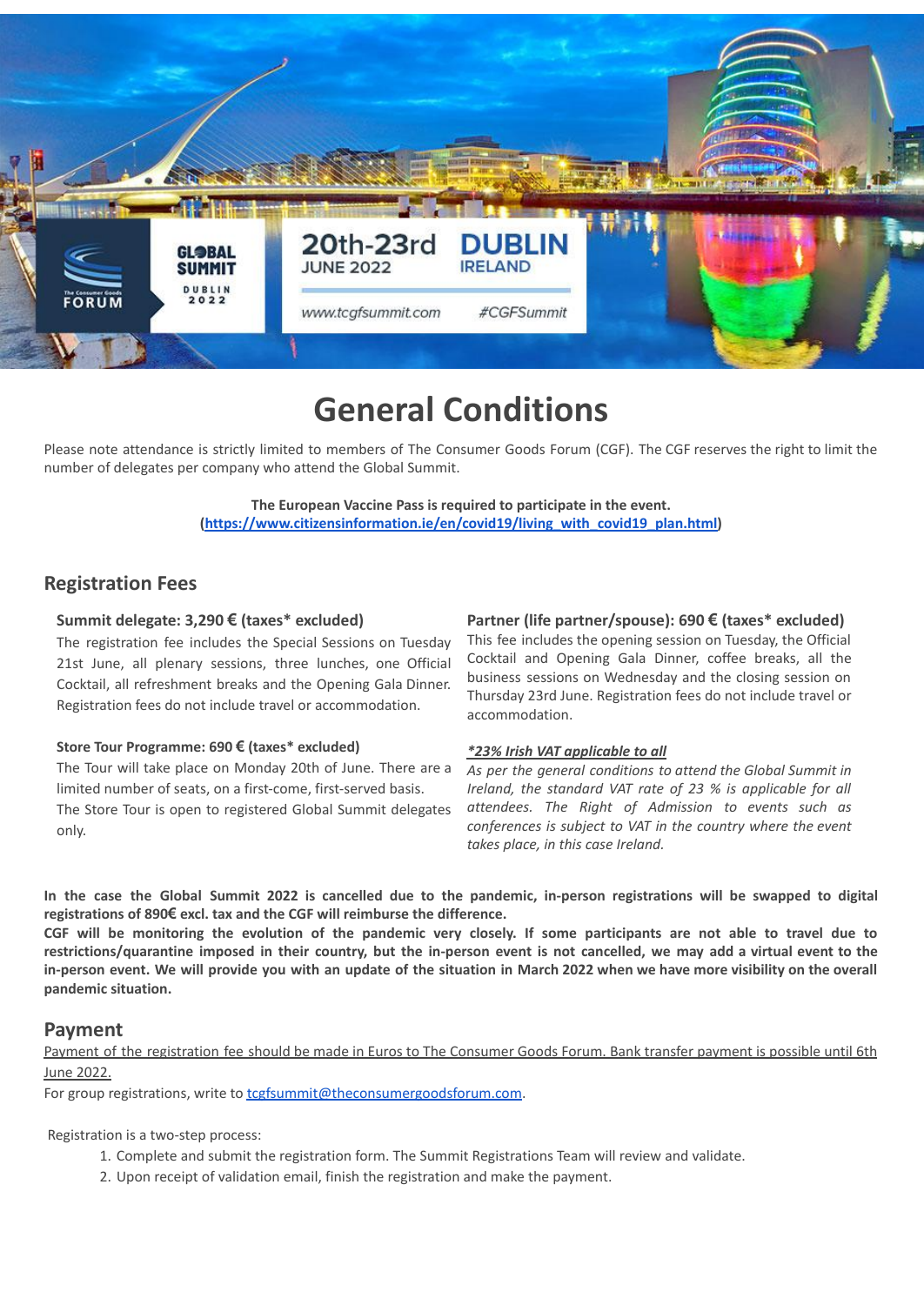GLOBAL SUMMIT DUBLIN 2022

The Consumer Goods FORUM

20th-23rd JUNE 2022 DUBLIN IRELAND

www.tcgfsummit.com #CGFSummit

# General Conditions

Please note attendance is strictly limited to members of The Consumer Goods Forum (CGF). The CGF reserves the right to limit the number of delegates per company who attend the Global Summit.

**The European Vaccine Pass is required to participate in the event.**
**(https://www.citizensinformation.ie/en/covid19/living_with_covid19_plan.html)**

## Registration Fees

### Summit delegate: 3,290 € (taxes* excluded)

The registration fee includes the Special Sessions on Tuesday 21st June, all plenary sessions, three lunches, one Official Cocktail, all refreshment breaks and the Opening Gala Dinner. Registration fees do not include travel or accommodation.

### Store Tour Programme: 690 € (taxes* excluded)

The Tour will take place on Monday 20th of June. There are a limited number of seats, on a first-come, first-served basis. The Store Tour is open to registered Global Summit delegates only.

### Partner (life partner/spouse): 690 € (taxes* excluded)

This fee includes the opening session on Tuesday, the Official Cocktail and Opening Gala Dinner, coffee breaks, all the business sessions on Wednesday and the closing session on Thursday 23rd June. Registration fees do not include travel or accommodation.

***23% Irish VAT applicable to all***

*As per the general conditions to attend the Global Summit in Ireland, the standard VAT rate of 23 % is applicable for all attendees. The Right of Admission to events such as conferences is subject to VAT in the country where the event takes place, in this case Ireland.*

**In the case the Global Summit 2022 is cancelled due to the pandemic, in-person registrations will be swapped to digital registrations of 890€ excl. tax and the CGF will reimburse the difference.**
**CGF will be monitoring the evolution of the pandemic very closely. If some participants are not able to travel due to restrictions/quarantine imposed in their country, but the in-person event is not cancelled, we may add a virtual event to the in-person event. We will provide you with an update of the situation in March 2022 when we have more visibility on the overall pandemic situation.**

## Payment

Payment of the registration fee should be made in Euros to The Consumer Goods Forum. Bank transfer payment is possible until 6th June 2022.

For group registrations, write to tcgfsummit@theconsumergoodsforum.com.

Registration is a two-step process:

1. Complete and submit the registration form. The Summit Registrations Team will review and validate.
2. Upon receipt of validation email, finish the registration and make the payment.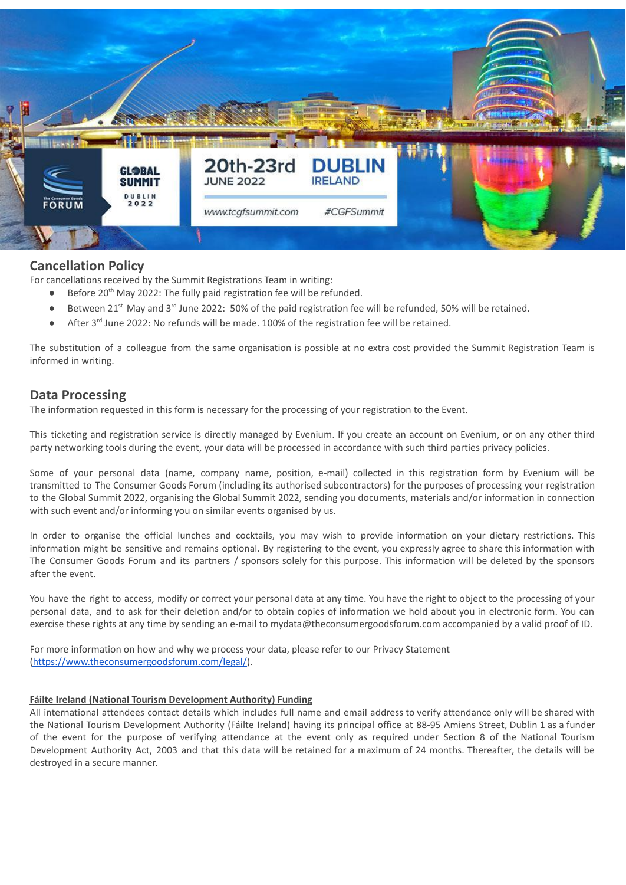## Cancellation Policy

For cancellations received by the Summit Registrations Team in writing:

- Before 20th May 2022: The fully paid registration fee will be refunded.
- Between 21st May and 3rd June 2022: 50% of the paid registration fee will be refunded, 50% will be retained.
- After 3rd June 2022: No refunds will be made. 100% of the registration fee will be retained.

The substitution of a colleague from the same organisation is possible at no extra cost provided the Summit Registration Team is informed in writing.

## Data Processing

The information requested in this form is necessary for the processing of your registration to the Event.

This ticketing and registration service is directly managed by Evenium. If you create an account on Evenium, or on any other third party networking tools during the event, your data will be processed in accordance with such third parties privacy policies.

Some of your personal data (name, company name, position, e-mail) collected in this registration form by Evenium will be transmitted to The Consumer Goods Forum (including its authorised subcontractors) for the purposes of processing your registration to the Global Summit 2022, organising the Global Summit 2022, sending you documents, materials and/or information in connection with such event and/or informing you on similar events organised by us.

In order to organise the official lunches and cocktails, you may wish to provide information on your dietary restrictions. This information might be sensitive and remains optional. By registering to the event, you expressly agree to share this information with The Consumer Goods Forum and its partners / sponsors solely for this purpose. This information will be deleted by the sponsors after the event.

You have the right to access, modify or correct your personal data at any time. You have the right to object to the processing of your personal data, and to ask for their deletion and/or to obtain copies of information we hold about you in electronic form. You can exercise these rights at any time by sending an e-mail to mydata@theconsumergoodsforum.com accompanied by a valid proof of ID.

For more information on how and why we process your data, please refer to our Privacy Statement (https://www.theconsumergoodsforum.com/legal/).

**Fáilte Ireland (National Tourism Development Authority) Funding**

All international attendees contact details which includes full name and email address to verify attendance only will be shared with the National Tourism Development Authority (Fáilte Ireland) having its principal office at 88-95 Amiens Street, Dublin 1 as a funder of the event for the purpose of verifying attendance at the event only as required under Section 8 of the National Tourism Development Authority Act, 2003 and that this data will be retained for a maximum of 24 months. Thereafter, the details will be destroyed in a secure manner.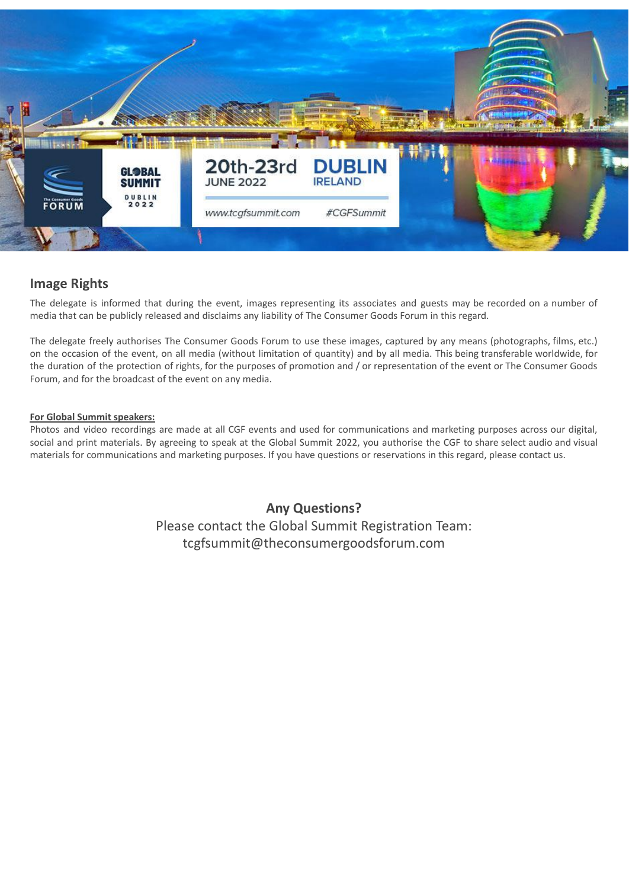## Image Rights

The delegate is informed that during the event, images representing its associates and guests may be recorded on a number of media that can be publicly released and disclaims any liability of The Consumer Goods Forum in this regard.

The delegate freely authorises The Consumer Goods Forum to use these images, captured by any means (photographs, films, etc.) on the occasion of the event, on all media (without limitation of quantity) and by all media. This being transferable worldwide, for the duration of the protection of rights, for the purposes of promotion and / or representation of the event or The Consumer Goods Forum, and for the broadcast of the event on any media.

**For Global Summit speakers:**

Photos and video recordings are made at all CGF events and used for communications and marketing purposes across our digital, social and print materials. By agreeing to speak at the Global Summit 2022, you authorise the CGF to share select audio and visual materials for communications and marketing purposes. If you have questions or reservations in this regard, please contact us.

**Any Questions?**

Please contact the Global Summit Registration Team:
tcgfsummit@theconsumergoodsforum.com